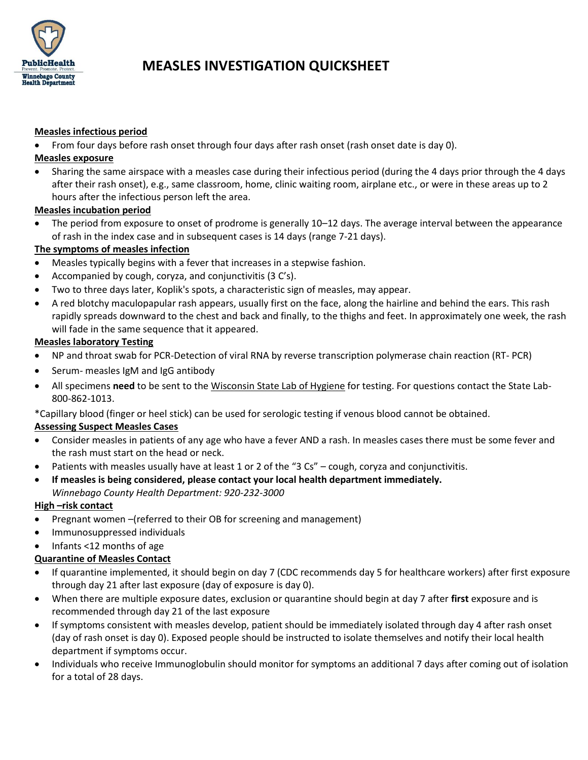# MEASLES INVESTIGATION QUICKSHEET

**Measles infectious period**

- From four days before rash onset through four days after rash onset (rash onset date is day 0).

**Measles exposure**

- Sharing the same airspace with a measles case during their infectious period (during the 4 days prior through the 4 days after their rash onset), e.g., same classroom, home, clinic waiting room, airplane etc., or were in these areas up to 2 hours after the infectious person left the area.

**Measles incubation period**

- The period from exposure to onset of prodrome is generally 10–12 days. The average interval between the appearance of rash in the index case and in subsequent cases is 14 days (range 7-21 days).

**The symptoms of measles infection**

- Measles typically begins with a fever that increases in a stepwise fashion.
- Accompanied by cough, coryza, and conjunctivitis (3 C's).
- Two to three days later, Koplik's spots, a characteristic sign of measles, may appear.
- A red blotchy maculopapular rash appears, usually first on the face, along the hairline and behind the ears. This rash rapidly spreads downward to the chest and back and finally, to the thighs and feet. In approximately one week, the rash will fade in the same sequence that it appeared.

**Measles laboratory Testing**

- NP and throat swab for PCR-Detection of viral RNA by reverse transcription polymerase chain reaction (RT- PCR)
- Serum- measles IgM and IgG antibody
- All specimens **need** to be sent to the Wisconsin State Lab of Hygiene for testing. For questions contact the State Lab- 800-862-1013.

*Capillary blood (finger or heel stick) can be used for serologic testing if venous blood cannot be obtained.

**Assessing Suspect Measles Cases**

- Consider measles in patients of any age who have a fever AND a rash. In measles cases there must be some fever and the rash must start on the head or neck.
- Patients with measles usually have at least 1 or 2 of the "3 Cs" – cough, coryza and conjunctivitis.
- **If measles is being considered, please contact your local health department immediately.**
  *Winnebago County Health Department: 920-232-3000*

**High –risk contact**

- Pregnant women –(referred to their OB for screening and management)
- Immunosuppressed individuals
- Infants <12 months of age

**Quarantine of Measles Contact**

- If quarantine implemented, it should begin on day 7 (CDC recommends day 5 for healthcare workers) after first exposure through day 21 after last exposure (day of exposure is day 0).
- When there are multiple exposure dates, exclusion or quarantine should begin at day 7 after **first** exposure and is recommended through day 21 of the last exposure
- If symptoms consistent with measles develop, patient should be immediately isolated through day 4 after rash onset (day of rash onset is day 0). Exposed people should be instructed to isolate themselves and notify their local health department if symptoms occur.
- Individuals who receive Immunoglobulin should monitor for symptoms an additional 7 days after coming out of isolation for a total of 28 days.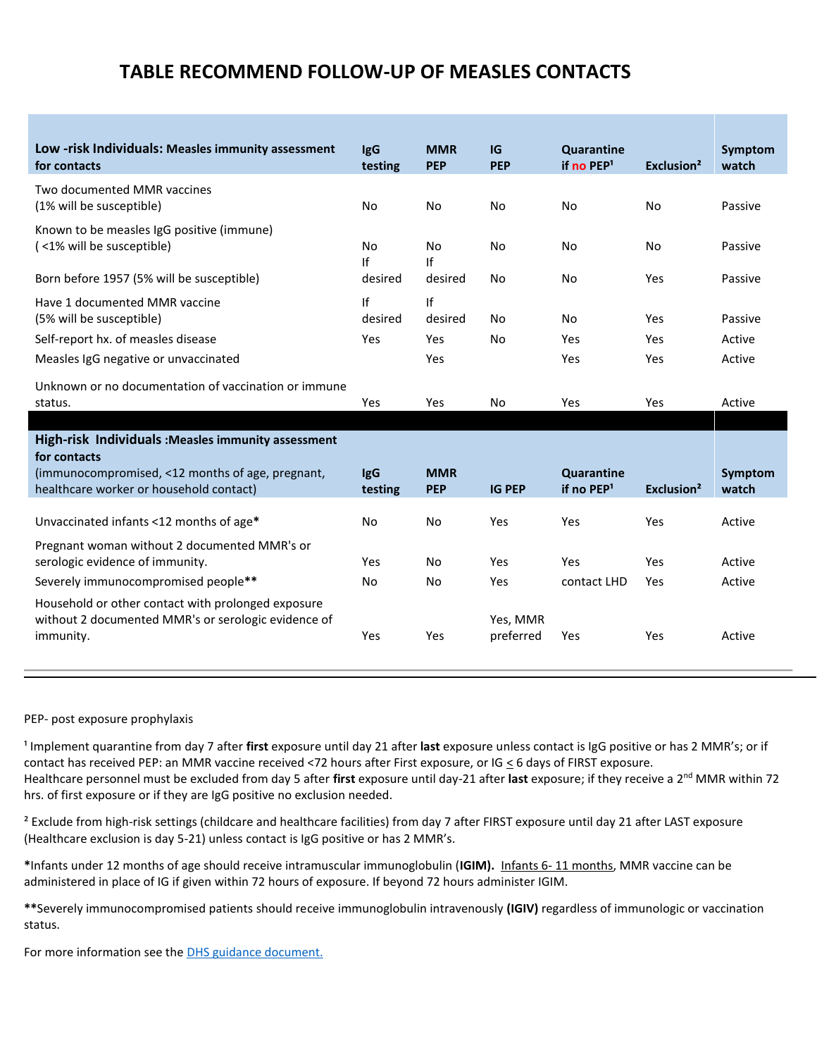# TABLE RECOMMEND FOLLOW-UP OF MEASLES CONTACTS

| **Low -risk Individuals: Measles immunity assessment for contacts** | **IgG testing** | **MMR PEP** | **IG PEP** | **Quarantine if no PEP[1]** | **Exclusion[2]** | **Symptom watch** |
|---|---|---|---|---|---|---|
| Two documented MMR vaccines (1% will be susceptible) | No | No | No | No | No | Passive |
| Known to be measles IgG positive (immune) ( <1% will be susceptible) | No | No | No | No | No | Passive |
| Born before 1957 (5% will be susceptible) | If desired | If desired | No | No | Yes | Passive |
| Have 1 documented MMR vaccine (5% will be susceptible) | If desired | If desired | No | No | Yes | Passive |
| Self-report hx. of measles disease | Yes | Yes | No | Yes | Yes | Active |
| Measles IgG negative or unvaccinated | | Yes | | Yes | Yes | Active |
| Unknown or no documentation of vaccination or immune status. | Yes | Yes | No | Yes | Yes | Active |
| **High-risk Individuals :Measles immunity assessment for contacts** (immunocompromised, <12 months of age, pregnant, healthcare worker or household contact) | **IgG testing** | **MMR PEP** | **IG PEP** | **Quarantine if no PEP[1]** | **Exclusion[2]** | **Symptom watch** |
| Unvaccinated infants <12 months of age* | No | No | Yes | Yes | Yes | Active |
| Pregnant woman without 2 documented MMR's or serologic evidence of immunity. | Yes | No | Yes | Yes | Yes | Active |
| Severely immunocompromised people** | No | No | Yes | contact LHD | Yes | Active |
| Household or other contact with prolonged exposure without 2 documented MMR's or serologic evidence of immunity. | Yes | Yes | Yes, MMR preferred | Yes | Yes | Active |

PEP- post exposure prophylaxis

[1] Implement quarantine from day 7 after **first** exposure until day 21 after **last** exposure unless contact is IgG positive or has 2 MMR's; or if contact has received PEP: an MMR vaccine received <72 hours after First exposure, or IG ≤ 6 days of FIRST exposure.
Healthcare personnel must be excluded from day 5 after **first** exposure until day-21 after **last** exposure; if they receive a 2nd MMR within 72 hrs. of first exposure or if they are IgG positive no exclusion needed.

[2] Exclude from high-risk settings (childcare and healthcare facilities) from day 7 after FIRST exposure until day 21 after LAST exposure (Healthcare exclusion is day 5-21) unless contact is IgG positive or has 2 MMR's.

***Infants under 12 months of age should receive intramuscular immunoglobulin (IGIM).** Infants 6- 11 months, MMR vaccine can be administered in place of IG if given within 72 hours of exposure. If beyond 72 hours administer IGIM.

****Severely immunocompromised patients should receive immunoglobulin intravenously **(IGIV)** regardless of immunologic or vaccination status.

For more information see the DHS guidance document.